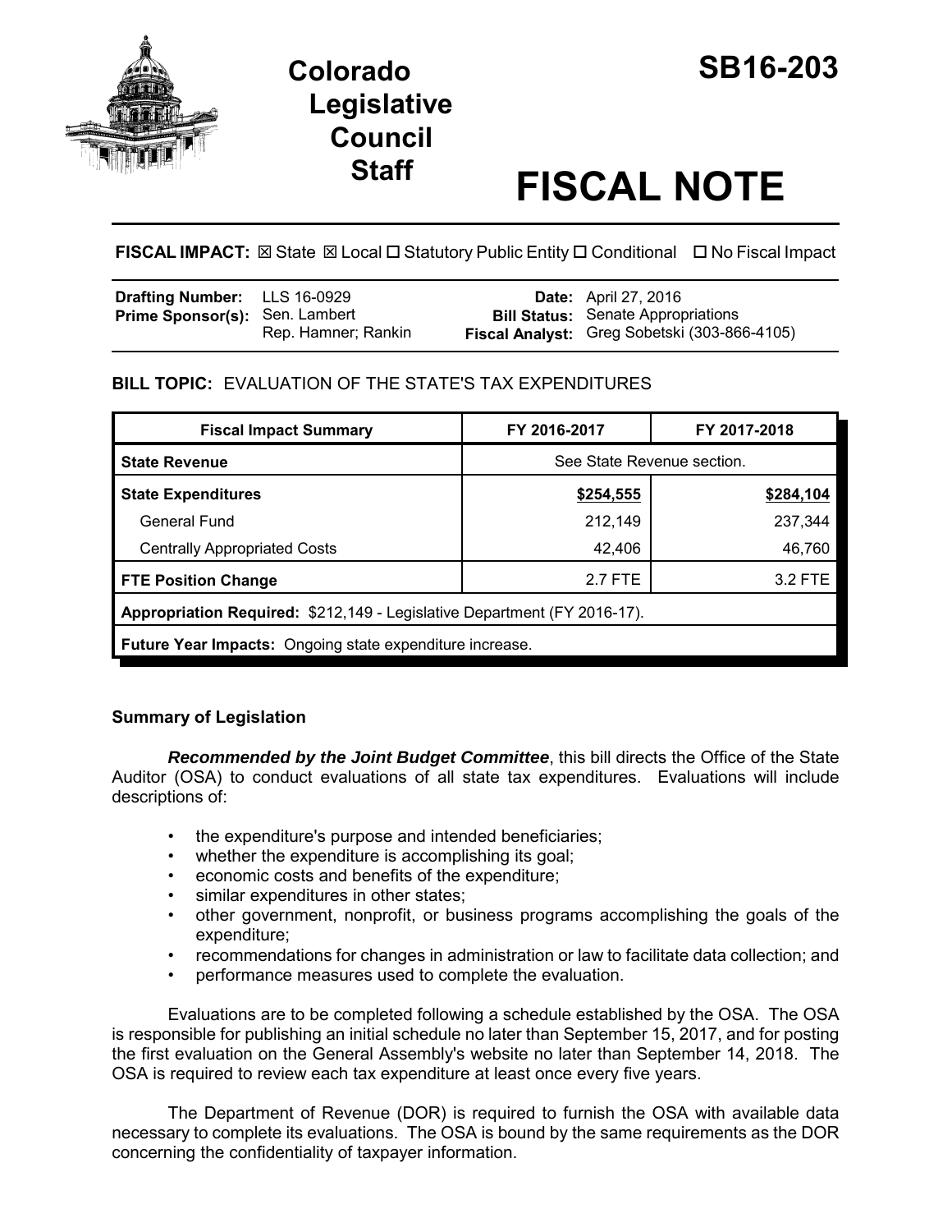# Colorado Legislative Council Staff

# SB16-203

# FISCAL NOTE

**FISCAL IMPACT:** ☒ State ☒ Local ☐ Statutory Public Entity ☐ Conditional ☐ No Fiscal Impact

| | | | |
|---|---|---|---|
| **Drafting Number:** | LLS 16-0929 | **Date:** | April 27, 2016 |
| **Prime Sponsor(s):** | Sen. Lambert<br>Rep. Hamner; Rankin | **Bill Status:** | Senate Appropriations |
| | | **Fiscal Analyst:** | Greg Sobetski (303-866-4105) |

**BILL TOPIC:** EVALUATION OF THE STATE'S TAX EXPENDITURES

| Fiscal Impact Summary | FY 2016-2017 | FY 2017-2018 |
|---|---|---|
| **State Revenue** | See State Revenue section. | |
| **State Expenditures** | **$254,555** | **$284,104** |
| General Fund | 212,149 | 237,344 |
| Centrally Appropriated Costs | 42,406 | 46,760 |
| **FTE Position Change** | 2.7 FTE | 3.2 FTE |
| **Appropriation Required:** $212,149 - Legislative Department (FY 2016-17). | | |
| **Future Year Impacts:** Ongoing state expenditure increase. | | |

### Summary of Legislation

***Recommended by the Joint Budget Committee***, this bill directs the Office of the State Auditor (OSA) to conduct evaluations of all state tax expenditures. Evaluations will include descriptions of:

- the expenditure's purpose and intended beneficiaries;
- whether the expenditure is accomplishing its goal;
- economic costs and benefits of the expenditure;
- similar expenditures in other states;
- other government, nonprofit, or business programs accomplishing the goals of the expenditure;
- recommendations for changes in administration or law to facilitate data collection; and
- performance measures used to complete the evaluation.

Evaluations are to be completed following a schedule established by the OSA. The OSA is responsible for publishing an initial schedule no later than September 15, 2017, and for posting the first evaluation on the General Assembly's website no later than September 14, 2018. The OSA is required to review each tax expenditure at least once every five years.

The Department of Revenue (DOR) is required to furnish the OSA with available data necessary to complete its evaluations. The OSA is bound by the same requirements as the DOR concerning the confidentiality of taxpayer information.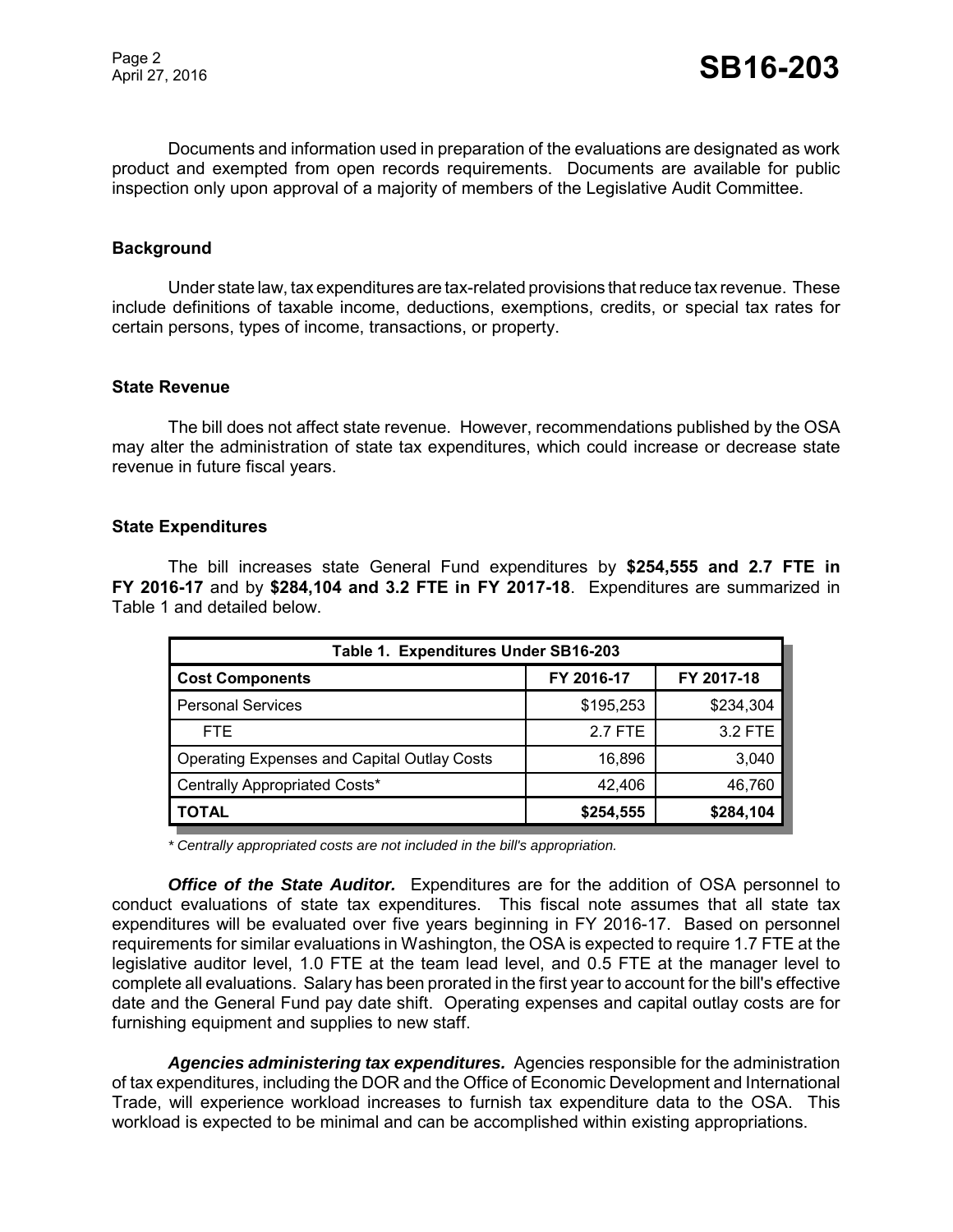Documents and information used in preparation of the evaluations are designated as work product and exempted from open records requirements. Documents are available for public inspection only upon approval of a majority of members of the Legislative Audit Committee.

### Background

Under state law, tax expenditures are tax-related provisions that reduce tax revenue. These include definitions of taxable income, deductions, exemptions, credits, or special tax rates for certain persons, types of income, transactions, or property.

### State Revenue

The bill does not affect state revenue. However, recommendations published by the OSA may alter the administration of state tax expenditures, which could increase or decrease state revenue in future fiscal years.

### State Expenditures

The bill increases state General Fund expenditures by **$254,555 and 2.7 FTE in FY 2016-17** and by **$284,104 and 3.2 FTE in FY 2017-18**. Expenditures are summarized in Table 1 and detailed below.

| Table 1. Expenditures Under SB16-203 | | |
|---|---|---|
| **Cost Components** | **FY 2016-17** | **FY 2017-18** |
| Personal Services | $195,253 | $234,304 |
| FTE | 2.7 FTE | 3.2 FTE |
| Operating Expenses and Capital Outlay Costs | 16,896 | 3,040 |
| Centrally Appropriated Costs* | 42,406 | 46,760 |
| **TOTAL** | **$254,555** | **$284,104** |

*\* Centrally appropriated costs are not included in the bill's appropriation.*

***Office of the State Auditor.*** Expenditures are for the addition of OSA personnel to conduct evaluations of state tax expenditures. This fiscal note assumes that all state tax expenditures will be evaluated over five years beginning in FY 2016-17. Based on personnel requirements for similar evaluations in Washington, the OSA is expected to require 1.7 FTE at the legislative auditor level, 1.0 FTE at the team lead level, and 0.5 FTE at the manager level to complete all evaluations. Salary has been prorated in the first year to account for the bill's effective date and the General Fund pay date shift. Operating expenses and capital outlay costs are for furnishing equipment and supplies to new staff.

***Agencies administering tax expenditures.*** Agencies responsible for the administration of tax expenditures, including the DOR and the Office of Economic Development and International Trade, will experience workload increases to furnish tax expenditure data to the OSA. This workload is expected to be minimal and can be accomplished within existing appropriations.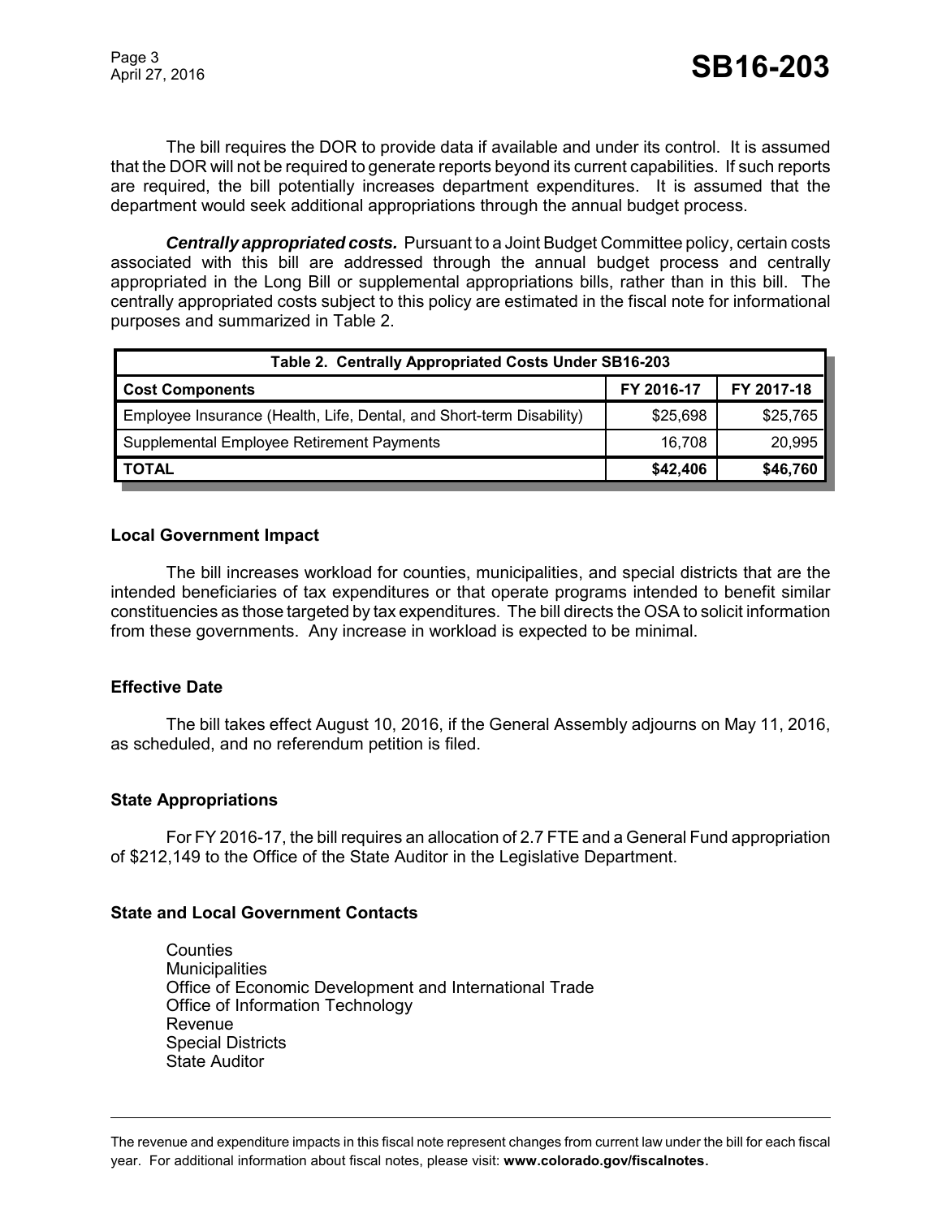The bill requires the DOR to provide data if available and under its control. It is assumed that the DOR will not be required to generate reports beyond its current capabilities. If such reports are required, the bill potentially increases department expenditures. It is assumed that the department would seek additional appropriations through the annual budget process.

***Centrally appropriated costs.*** Pursuant to a Joint Budget Committee policy, certain costs associated with this bill are addressed through the annual budget process and centrally appropriated in the Long Bill or supplemental appropriations bills, rather than in this bill. The centrally appropriated costs subject to this policy are estimated in the fiscal note for informational purposes and summarized in Table 2.

| Table 2. Centrally Appropriated Costs Under SB16-203 | | |
|---|---|---|
| **Cost Components** | **FY 2016-17** | **FY 2017-18** |
| Employee Insurance (Health, Life, Dental, and Short-term Disability) | $25,698 | $25,765 |
| Supplemental Employee Retirement Payments | 16,708 | 20,995 |
| **TOTAL** | **$42,406** | **$46,760** |

### Local Government Impact

The bill increases workload for counties, municipalities, and special districts that are the intended beneficiaries of tax expenditures or that operate programs intended to benefit similar constituencies as those targeted by tax expenditures. The bill directs the OSA to solicit information from these governments. Any increase in workload is expected to be minimal.

### Effective Date

The bill takes effect August 10, 2016, if the General Assembly adjourns on May 11, 2016, as scheduled, and no referendum petition is filed.

### State Appropriations

For FY 2016-17, the bill requires an allocation of 2.7 FTE and a General Fund appropriation of $212,149 to the Office of the State Auditor in the Legislative Department.

### State and Local Government Contacts

Counties
Municipalities
Office of Economic Development and International Trade
Office of Information Technology
Revenue
Special Districts
State Auditor

The revenue and expenditure impacts in this fiscal note represent changes from current law under the bill for each fiscal year. For additional information about fiscal notes, please visit: **www.colorado.gov/fiscalnotes.**